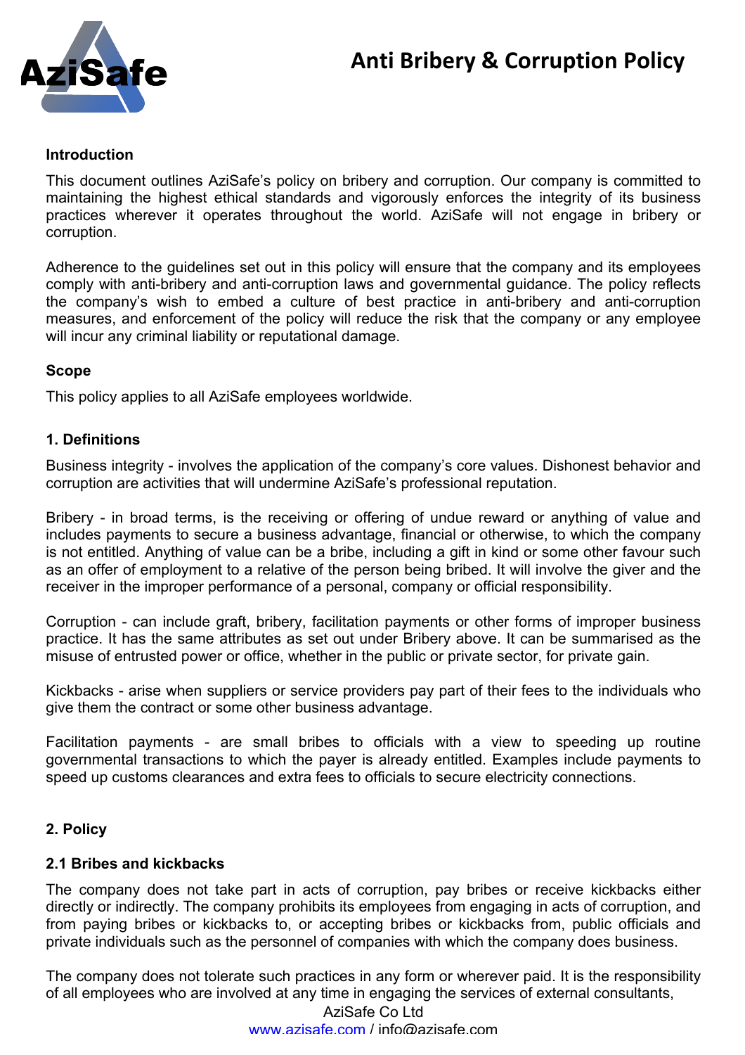# Anti Bribery & Corruption Policy

**Introduction**

This document outlines AziSafe's policy on bribery and corruption. Our company is committed to maintaining the highest ethical standards and vigorously enforces the integrity of its business practices wherever it operates throughout the world. AziSafe will not engage in bribery or corruption.

Adherence to the guidelines set out in this policy will ensure that the company and its employees comply with anti-bribery and anti-corruption laws and governmental guidance. The policy reflects the company's wish to embed a culture of best practice in anti-bribery and anti-corruption measures, and enforcement of the policy will reduce the risk that the company or any employee will incur any criminal liability or reputational damage.

**Scope**

This policy applies to all AziSafe employees worldwide.

## 1. Definitions

Business integrity - involves the application of the company's core values. Dishonest behavior and corruption are activities that will undermine AziSafe's professional reputation.

Bribery - in broad terms, is the receiving or offering of undue reward or anything of value and includes payments to secure a business advantage, financial or otherwise, to which the company is not entitled. Anything of value can be a bribe, including a gift in kind or some other favour such as an offer of employment to a relative of the person being bribed. It will involve the giver and the receiver in the improper performance of a personal, company or official responsibility.

Corruption - can include graft, bribery, facilitation payments or other forms of improper business practice. It has the same attributes as set out under Bribery above. It can be summarised as the misuse of entrusted power or office, whether in the public or private sector, for private gain.

Kickbacks - arise when suppliers or service providers pay part of their fees to the individuals who give them the contract or some other business advantage.

Facilitation payments - are small bribes to officials with a view to speeding up routine governmental transactions to which the payer is already entitled. Examples include payments to speed up customs clearances and extra fees to officials to secure electricity connections.

## 2. Policy

### 2.1 Bribes and kickbacks

The company does not take part in acts of corruption, pay bribes or receive kickbacks either directly or indirectly. The company prohibits its employees from engaging in acts of corruption, and from paying bribes or kickbacks to, or accepting bribes or kickbacks from, public officials and private individuals such as the personnel of companies with which the company does business.

The company does not tolerate such practices in any form or wherever paid. It is the responsibility of all employees who are involved at any time in engaging the services of external consultants,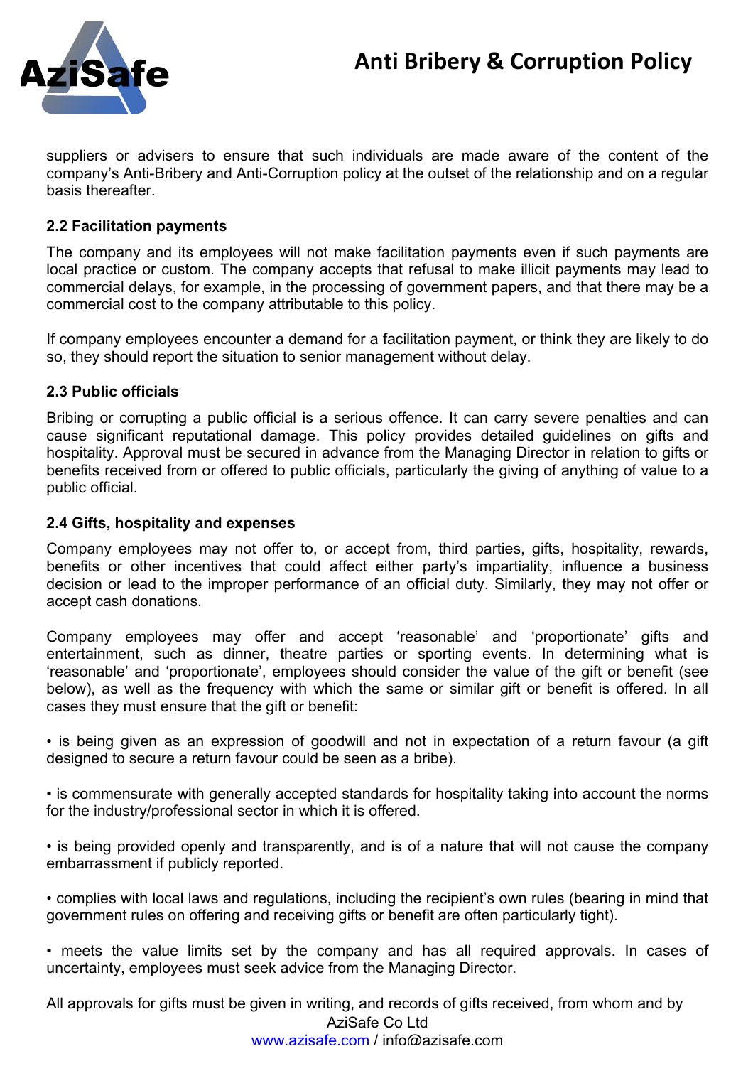suppliers or advisers to ensure that such individuals are made aware of the content of the company's Anti-Bribery and Anti-Corruption policy at the outset of the relationship and on a regular basis thereafter.

### 2.2 Facilitation payments

The company and its employees will not make facilitation payments even if such payments are local practice or custom. The company accepts that refusal to make illicit payments may lead to commercial delays, for example, in the processing of government papers, and that there may be a commercial cost to the company attributable to this policy.

If company employees encounter a demand for a facilitation payment, or think they are likely to do so, they should report the situation to senior management without delay.

### 2.3 Public officials

Bribing or corrupting a public official is a serious offence. It can carry severe penalties and can cause significant reputational damage. This policy provides detailed guidelines on gifts and hospitality. Approval must be secured in advance from the Managing Director in relation to gifts or benefits received from or offered to public officials, particularly the giving of anything of value to a public official.

### 2.4 Gifts, hospitality and expenses

Company employees may not offer to, or accept from, third parties, gifts, hospitality, rewards, benefits or other incentives that could affect either party's impartiality, influence a business decision or lead to the improper performance of an official duty. Similarly, they may not offer or accept cash donations.

Company employees may offer and accept 'reasonable' and 'proportionate' gifts and entertainment, such as dinner, theatre parties or sporting events. In determining what is 'reasonable' and 'proportionate', employees should consider the value of the gift or benefit (see below), as well as the frequency with which the same or similar gift or benefit is offered. In all cases they must ensure that the gift or benefit:

- is being given as an expression of goodwill and not in expectation of a return favour (a gift designed to secure a return favour could be seen as a bribe).

- is commensurate with generally accepted standards for hospitality taking into account the norms for the industry/professional sector in which it is offered.

- is being provided openly and transparently, and is of a nature that will not cause the company embarrassment if publicly reported.

- complies with local laws and regulations, including the recipient's own rules (bearing in mind that government rules on offering and receiving gifts or benefit are often particularly tight).

- meets the value limits set by the company and has all required approvals. In cases of uncertainty, employees must seek advice from the Managing Director.

All approvals for gifts must be given in writing, and records of gifts received, from whom and by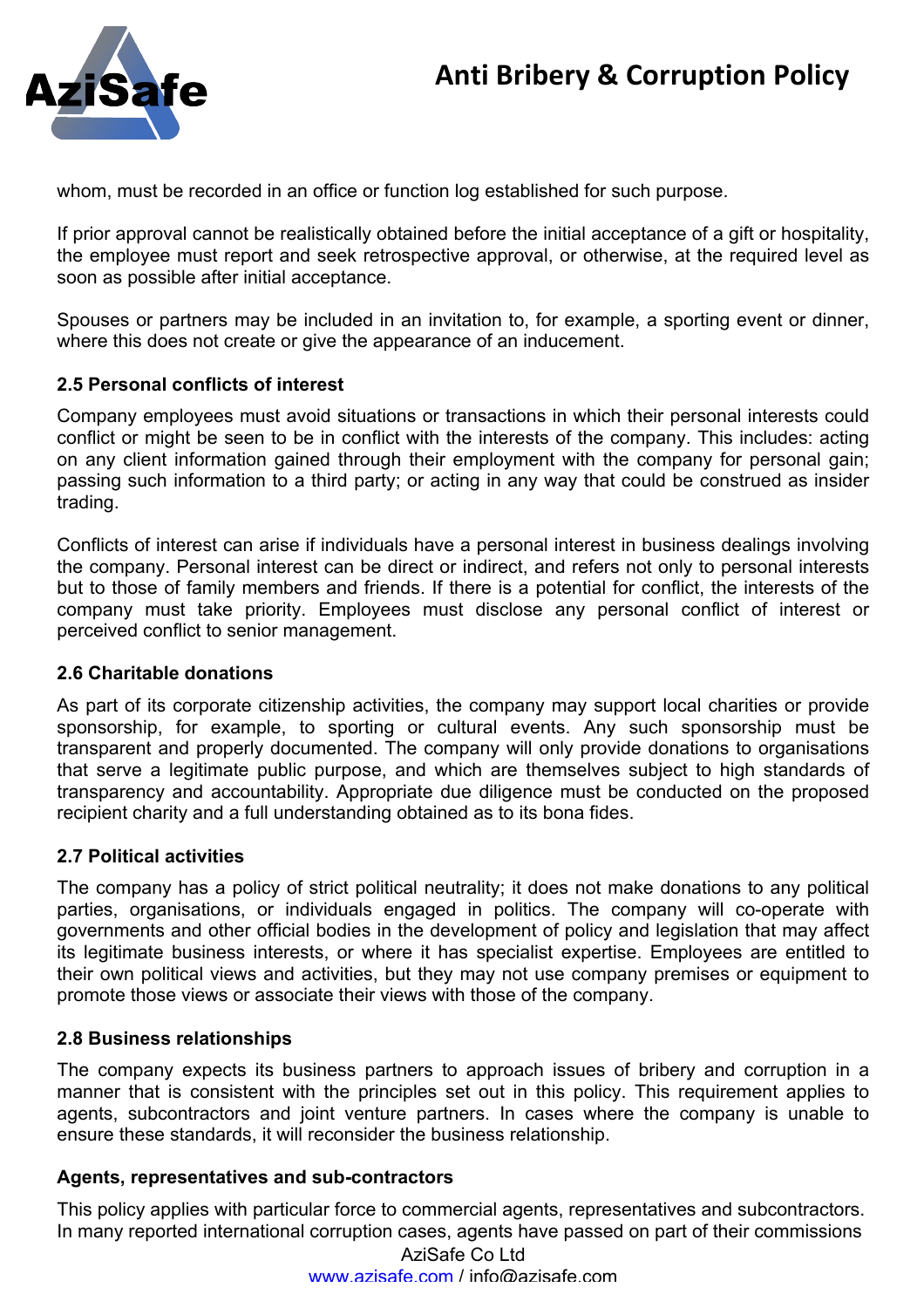whom, must be recorded in an office or function log established for such purpose.

If prior approval cannot be realistically obtained before the initial acceptance of a gift or hospitality, the employee must report and seek retrospective approval, or otherwise, at the required level as soon as possible after initial acceptance.

Spouses or partners may be included in an invitation to, for example, a sporting event or dinner, where this does not create or give the appearance of an inducement.

### 2.5 Personal conflicts of interest

Company employees must avoid situations or transactions in which their personal interests could conflict or might be seen to be in conflict with the interests of the company. This includes: acting on any client information gained through their employment with the company for personal gain; passing such information to a third party; or acting in any way that could be construed as insider trading.

Conflicts of interest can arise if individuals have a personal interest in business dealings involving the company. Personal interest can be direct or indirect, and refers not only to personal interests but to those of family members and friends. If there is a potential for conflict, the interests of the company must take priority. Employees must disclose any personal conflict of interest or perceived conflict to senior management.

### 2.6 Charitable donations

As part of its corporate citizenship activities, the company may support local charities or provide sponsorship, for example, to sporting or cultural events. Any such sponsorship must be transparent and properly documented. The company will only provide donations to organisations that serve a legitimate public purpose, and which are themselves subject to high standards of transparency and accountability. Appropriate due diligence must be conducted on the proposed recipient charity and a full understanding obtained as to its bona fides.

### 2.7 Political activities

The company has a policy of strict political neutrality; it does not make donations to any political parties, organisations, or individuals engaged in politics. The company will co-operate with governments and other official bodies in the development of policy and legislation that may affect its legitimate business interests, or where it has specialist expertise. Employees are entitled to their own political views and activities, but they may not use company premises or equipment to promote those views or associate their views with those of the company.

### 2.8 Business relationships

The company expects its business partners to approach issues of bribery and corruption in a manner that is consistent with the principles set out in this policy. This requirement applies to agents, subcontractors and joint venture partners. In cases where the company is unable to ensure these standards, it will reconsider the business relationship.

**Agents, representatives and sub-contractors**

This policy applies with particular force to commercial agents, representatives and subcontractors. In many reported international corruption cases, agents have passed on part of their commissions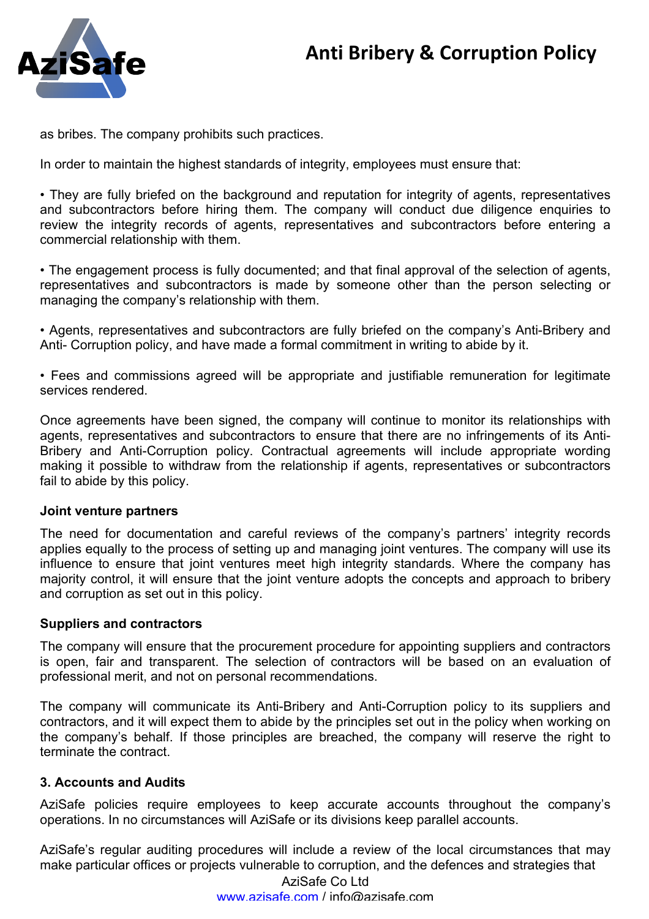as bribes. The company prohibits such practices.

In order to maintain the highest standards of integrity, employees must ensure that:

• They are fully briefed on the background and reputation for integrity of agents, representatives and subcontractors before hiring them. The company will conduct due diligence enquiries to review the integrity records of agents, representatives and subcontractors before entering a commercial relationship with them.

• The engagement process is fully documented; and that final approval of the selection of agents, representatives and subcontractors is made by someone other than the person selecting or managing the company's relationship with them.

• Agents, representatives and subcontractors are fully briefed on the company's Anti-Bribery and Anti- Corruption policy, and have made a formal commitment in writing to abide by it.

• Fees and commissions agreed will be appropriate and justifiable remuneration for legitimate services rendered.

Once agreements have been signed, the company will continue to monitor its relationships with agents, representatives and subcontractors to ensure that there are no infringements of its Anti-Bribery and Anti-Corruption policy. Contractual agreements will include appropriate wording making it possible to withdraw from the relationship if agents, representatives or subcontractors fail to abide by this policy.

**Joint venture partners**

The need for documentation and careful reviews of the company's partners' integrity records applies equally to the process of setting up and managing joint ventures. The company will use its influence to ensure that joint ventures meet high integrity standards. Where the company has majority control, it will ensure that the joint venture adopts the concepts and approach to bribery and corruption as set out in this policy.

**Suppliers and contractors**

The company will ensure that the procurement procedure for appointing suppliers and contractors is open, fair and transparent. The selection of contractors will be based on an evaluation of professional merit, and not on personal recommendations.

The company will communicate its Anti-Bribery and Anti-Corruption policy to its suppliers and contractors, and it will expect them to abide by the principles set out in the policy when working on the company's behalf. If those principles are breached, the company will reserve the right to terminate the contract.

### 3. Accounts and Audits

AziSafe policies require employees to keep accurate accounts throughout the company's operations. In no circumstances will AziSafe or its divisions keep parallel accounts.

AziSafe's regular auditing procedures will include a review of the local circumstances that may make particular offices or projects vulnerable to corruption, and the defences and strategies that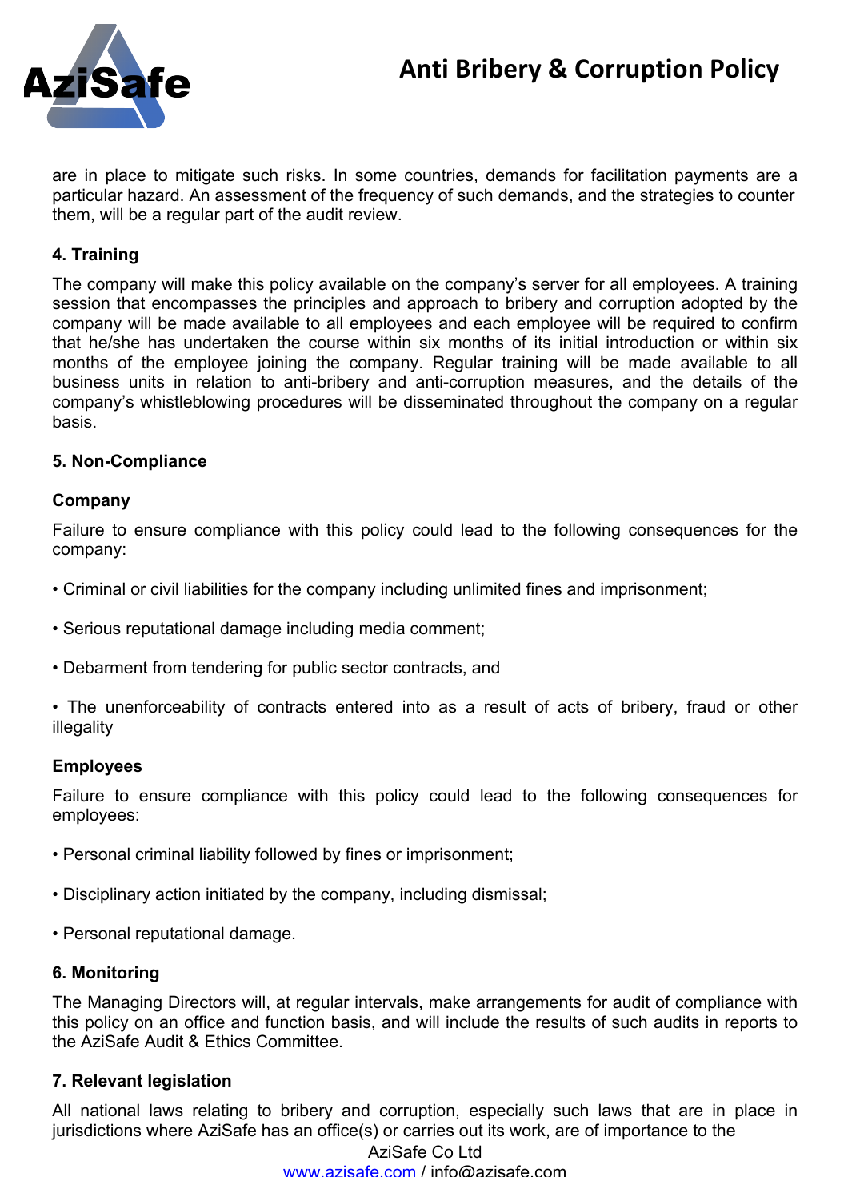are in place to mitigate such risks. In some countries, demands for facilitation payments are a particular hazard. An assessment of the frequency of such demands, and the strategies to counter them, will be a regular part of the audit review.

**4. Training**

The company will make this policy available on the company's server for all employees. A training session that encompasses the principles and approach to bribery and corruption adopted by the company will be made available to all employees and each employee will be required to confirm that he/she has undertaken the course within six months of its initial introduction or within six months of the employee joining the company. Regular training will be made available to all business units in relation to anti-bribery and anti-corruption measures, and the details of the company's whistleblowing procedures will be disseminated throughout the company on a regular basis.

**5. Non-Compliance**

**Company**

Failure to ensure compliance with this policy could lead to the following consequences for the company:

• Criminal or civil liabilities for the company including unlimited fines and imprisonment;

• Serious reputational damage including media comment;

• Debarment from tendering for public sector contracts, and

• The unenforceability of contracts entered into as a result of acts of bribery, fraud or other illegality

**Employees**

Failure to ensure compliance with this policy could lead to the following consequences for employees:

• Personal criminal liability followed by fines or imprisonment;

• Disciplinary action initiated by the company, including dismissal;

• Personal reputational damage.

**6. Monitoring**

The Managing Directors will, at regular intervals, make arrangements for audit of compliance with this policy on an office and function basis, and will include the results of such audits in reports to the AziSafe Audit & Ethics Committee.

**7. Relevant legislation**

All national laws relating to bribery and corruption, especially such laws that are in place in jurisdictions where AziSafe has an office(s) or carries out its work, are of importance to the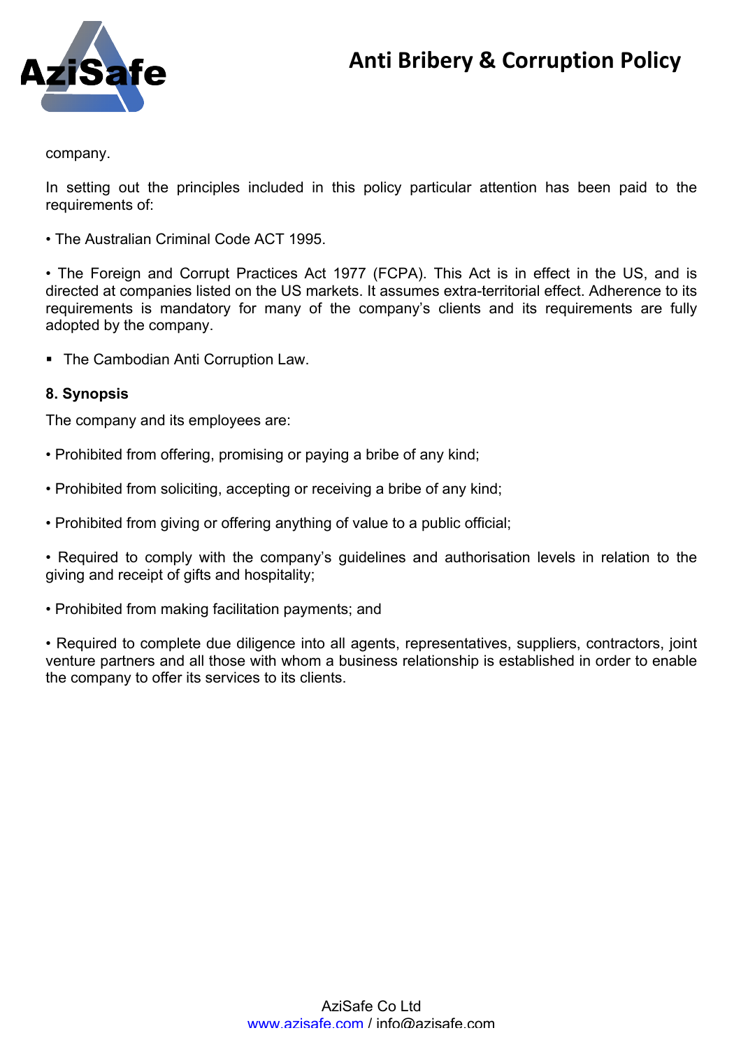company.

In setting out the principles included in this policy particular attention has been paid to the requirements of:

• The Australian Criminal Code ACT 1995.

• The Foreign and Corrupt Practices Act 1977 (FCPA). This Act is in effect in the US, and is directed at companies listed on the US markets. It assumes extra-territorial effect. Adherence to its requirements is mandatory for many of the company's clients and its requirements are fully adopted by the company.

▪ The Cambodian Anti Corruption Law.

**8. Synopsis**

The company and its employees are:

• Prohibited from offering, promising or paying a bribe of any kind;

• Prohibited from soliciting, accepting or receiving a bribe of any kind;

• Prohibited from giving or offering anything of value to a public official;

• Required to comply with the company's guidelines and authorisation levels in relation to the giving and receipt of gifts and hospitality;

• Prohibited from making facilitation payments; and

• Required to complete due diligence into all agents, representatives, suppliers, contractors, joint venture partners and all those with whom a business relationship is established in order to enable the company to offer its services to its clients.